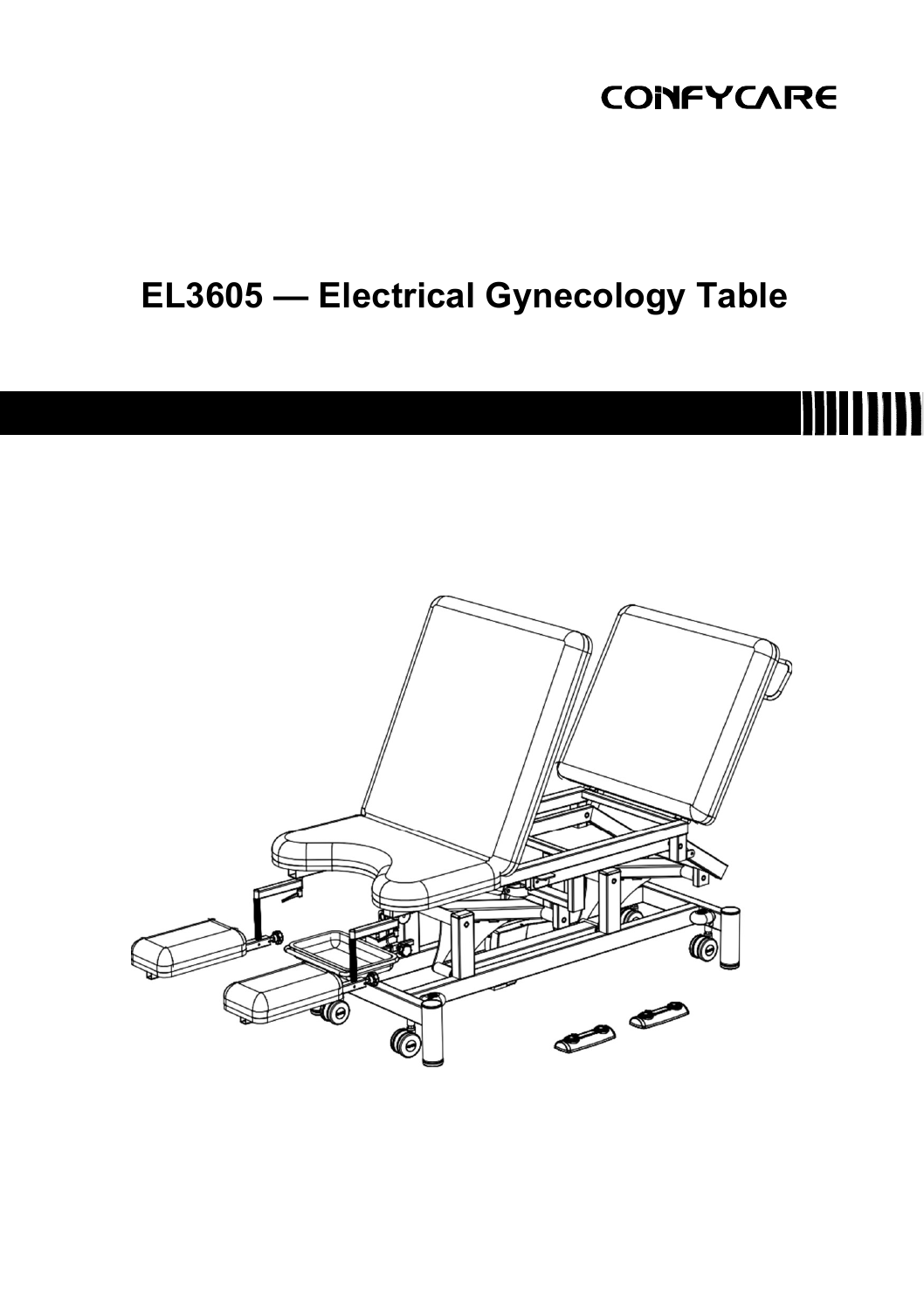CONFYCARE

# EL3605 — Electrical Gynecology Table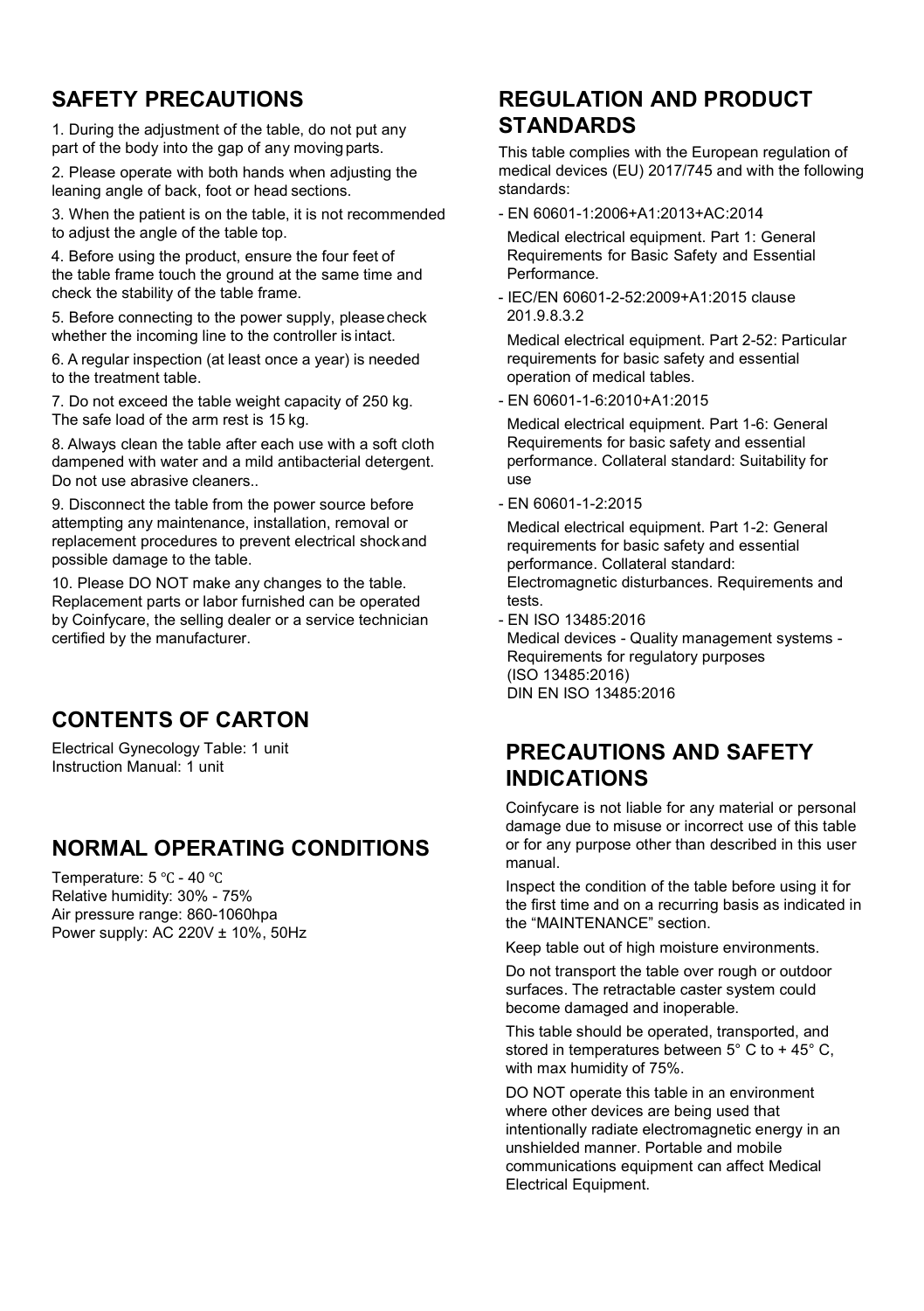## SAFETY PRECAUTIONS

1. During the adjustment of the table, do not put any part of the body into the gap of any moving parts.

2. Please operate with both hands when adjusting the leaning angle of back, foot or head sections.

3. When the patient is on the table, it is not recommended to adjust the angle of the table top.

4. Before using the product, ensure the four feet of the table frame touch the ground at the same time and check the stability of the table frame.

5. Before connecting to the power supply, please check whether the incoming line to the controller is intact.

6. A regular inspection (at least once a year) is needed to the treatment table.

7. Do not exceed the table weight capacity of 250 kg. The safe load of the arm rest is 15 kg.

8. Always clean the table after each use with a soft cloth dampened with water and a mild antibacterial detergent. Do not use abrasive cleaners..

9. Disconnect the table from the power source before attempting any maintenance, installation, removal or replacement procedures to prevent electrical shock and possible damage to the table.

10. Please DO NOT make any changes to the table. Replacement parts or labor furnished can be operated by Coinfycare, the selling dealer or a service technician certified by the manufacturer.

## CONTENTS OF CARTON

Electrical Gynecology Table: 1 unit
Instruction Manual: 1 unit

## NORMAL OPERATING CONDITIONS

Temperature: 5 ℃ - 40 ℃
Relative humidity: 30% - 75%
Air pressure range: 860-1060hpa
Power supply: AC 220V ± 10%, 50Hz

## REGULATION AND PRODUCT STANDARDS

This table complies with the European regulation of medical devices (EU) 2017/745 and with the following standards:

- EN 60601-1:2006+A1:2013+AC:2014

  Medical electrical equipment. Part 1: General Requirements for Basic Safety and Essential Performance.

- IEC/EN 60601-2-52:2009+A1:2015 clause 201.9.8.3.2

  Medical electrical equipment. Part 2-52: Particular requirements for basic safety and essential operation of medical tables.

- EN 60601-1-6:2010+A1:2015

  Medical electrical equipment. Part 1-6: General Requirements for basic safety and essential performance. Collateral standard: Suitability for use

- EN 60601-1-2:2015

  Medical electrical equipment. Part 1-2: General requirements for basic safety and essential performance. Collateral standard: Electromagnetic disturbances. Requirements and tests.

- EN ISO 13485:2016
  Medical devices - Quality management systems - Requirements for regulatory purposes (ISO 13485:2016)
  DIN EN ISO 13485:2016

## PRECAUTIONS AND SAFETY INDICATIONS

Coinfycare is not liable for any material or personal damage due to misuse or incorrect use of this table or for any purpose other than described in this user manual.

Inspect the condition of the table before using it for the first time and on a recurring basis as indicated in the "MAINTENANCE" section.

Keep table out of high moisture environments.

Do not transport the table over rough or outdoor surfaces. The retractable caster system could become damaged and inoperable.

This table should be operated, transported, and stored in temperatures between 5° C to + 45° C, with max humidity of 75%.

DO NOT operate this table in an environment where other devices are being used that intentionally radiate electromagnetic energy in an unshielded manner. Portable and mobile communications equipment can affect Medical Electrical Equipment.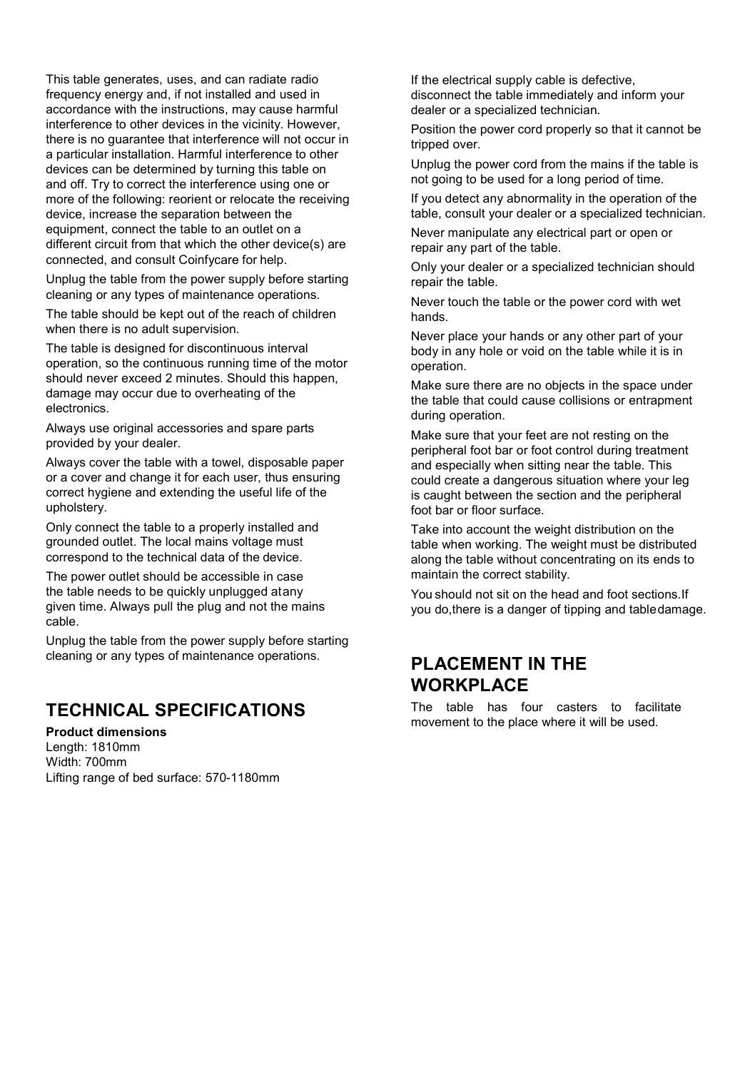This table generates, uses, and can radiate radio frequency energy and, if not installed and used in accordance with the instructions, may cause harmful interference to other devices in the vicinity. However, there is no guarantee that interference will not occur in a particular installation. Harmful interference to other devices can be determined by turning this table on and off. Try to correct the interference using one or more of the following: reorient or relocate the receiving device, increase the separation between the equipment, connect the table to an outlet on a different circuit from that which the other device(s) are connected, and consult Coinfycare for help.

Unplug the table from the power supply before starting cleaning or any types of maintenance operations.

The table should be kept out of the reach of children when there is no adult supervision.

The table is designed for discontinuous interval operation, so the continuous running time of the motor should never exceed 2 minutes. Should this happen, damage may occur due to overheating of the electronics.

Always use original accessories and spare parts provided by your dealer.

Always cover the table with a towel, disposable paper or a cover and change it for each user, thus ensuring correct hygiene and extending the useful life of the upholstery.

Only connect the table to a properly installed and grounded outlet. The local mains voltage must correspond to the technical data of the device.

The power outlet should be accessible in case the table needs to be quickly unplugged atany given time. Always pull the plug and not the mains cable.

Unplug the table from the power supply before starting cleaning or any types of maintenance operations.

## TECHNICAL SPECIFICATIONS

**Product dimensions**
Length: 1810mm
Width: 700mm
Lifting range of bed surface: 570-1180mm

If the electrical supply cable is defective, disconnect the table immediately and inform your dealer or a specialized technician.

Position the power cord properly so that it cannot be tripped over.

Unplug the power cord from the mains if the table is not going to be used for a long period of time.

If you detect any abnormality in the operation of the table, consult your dealer or a specialized technician.

Never manipulate any electrical part or open or repair any part of the table.

Only your dealer or a specialized technician should repair the table.

Never touch the table or the power cord with wet hands.

Never place your hands or any other part of your body in any hole or void on the table while it is in operation.

Make sure there are no objects in the space under the table that could cause collisions or entrapment during operation.

Make sure that your feet are not resting on the peripheral foot bar or foot control during treatment and especially when sitting near the table. This could create a dangerous situation where your leg is caught between the section and the peripheral foot bar or floor surface.

Take into account the weight distribution on the table when working. The weight must be distributed along the table without concentrating on its ends to maintain the correct stability.

You should not sit on the head and foot sections.If you do,there is a danger of tipping and tabledamage.

## PLACEMENT IN THE WORKPLACE

The table has four casters to facilitate movement to the place where it will be used.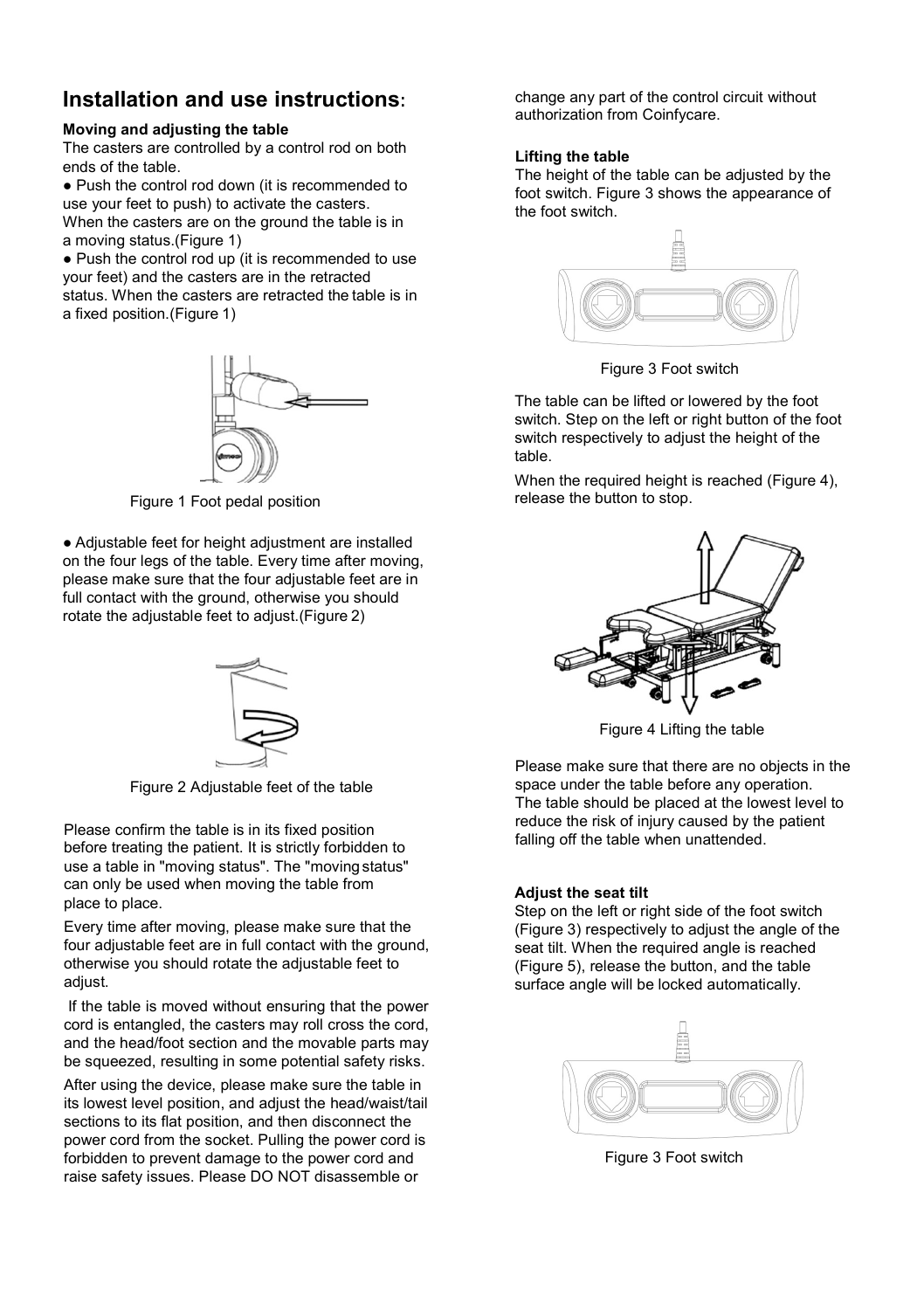# Installation and use instructions:

**Moving and adjusting the table**

The casters are controlled by a control rod on both ends of the table.

- Push the control rod down (it is recommended to use your feet to push) to activate the casters. When the casters are on the ground the table is in a moving status.(Figure 1)
- Push the control rod up (it is recommended to use your feet) and the casters are in the retracted status. When the casters are retracted the table is in a fixed position.(Figure 1)

Figure 1 Foot pedal position

- Adjustable feet for height adjustment are installed on the four legs of the table. Every time after moving, please make sure that the four adjustable feet are in full contact with the ground, otherwise you should rotate the adjustable feet to adjust.(Figure 2)

Figure 2 Adjustable feet of the table

Please confirm the table is in its fixed position before treating the patient. It is strictly forbidden to use a table in "moving status". The "moving status" can only be used when moving the table from place to place.

Every time after moving, please make sure that the four adjustable feet are in full contact with the ground, otherwise you should rotate the adjustable feet to adjust.

If the table is moved without ensuring that the power cord is entangled, the casters may roll cross the cord, and the head/foot section and the movable parts may be squeezed, resulting in some potential safety risks.

After using the device, please make sure the table in its lowest level position, and adjust the head/waist/tail sections to its flat position, and then disconnect the power cord from the socket. Pulling the power cord is forbidden to prevent damage to the power cord and raise safety issues. Please DO NOT disassemble or change any part of the control circuit without authorization from Coinfycare.

**Lifting the table**

The height of the table can be adjusted by the foot switch. Figure 3 shows the appearance of the foot switch.

Figure 3 Foot switch

The table can be lifted or lowered by the foot switch. Step on the left or right button of the foot switch respectively to adjust the height of the table.

When the required height is reached (Figure 4), release the button to stop.

Figure 4 Lifting the table

Please make sure that there are no objects in the space under the table before any operation. The table should be placed at the lowest level to reduce the risk of injury caused by the patient falling off the table when unattended.

**Adjust the seat tilt**

Step on the left or right side of the foot switch (Figure 3) respectively to adjust the angle of the seat tilt. When the required angle is reached (Figure 5), release the button, and the table surface angle will be locked automatically.

Figure 3 Foot switch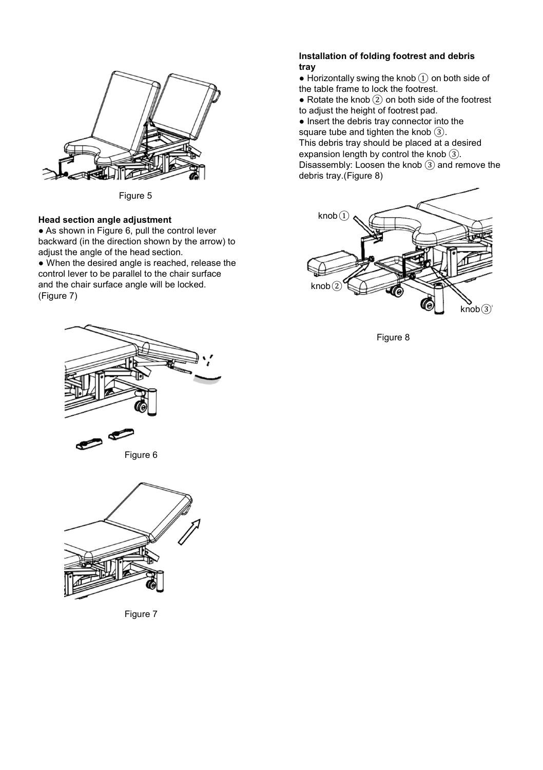Figure 5

**Head section angle adjustment**

- As shown in Figure 6, pull the control lever backward (in the direction shown by the arrow) to adjust the angle of the head section.
- When the desired angle is reached, release the control lever to be parallel to the chair surface and the chair surface angle will be locked. (Figure 7)

Figure 6

Figure 7

**Installation of folding footrest and debris tray**

- Horizontally swing the knob ① on both side of the table frame to lock the footrest.
- Rotate the knob ② on both side of the footrest to adjust the height of footrest pad.
- Insert the debris tray connector into the square tube and tighten the knob ③.

This debris tray should be placed at a desired expansion length by control the knob ③.
Disassembly: Loosen the knob ③ and remove the debris tray.(Figure 8)

knob ①

knob ②

knob ③

Figure 8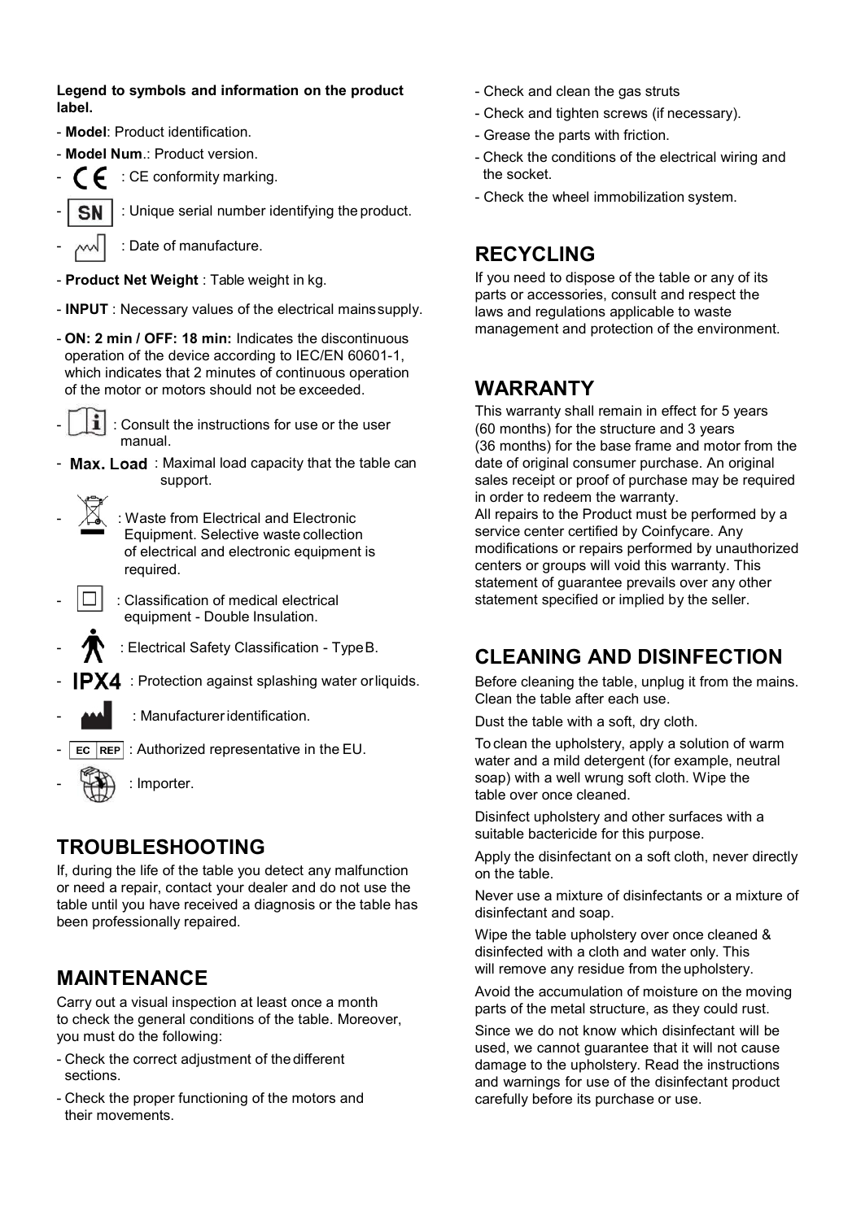**Legend to symbols and information on the product label.**

- **Model**: Product identification.
- **Model Num**.: Product version.
- CE : CE conformity marking.
- SN : Unique serial number identifying the product.
- : Date of manufacture.
- **Product Net Weight** : Table weight in kg.
- **INPUT** : Necessary values of the electrical mains supply.
- **ON: 2 min / OFF: 18 min:** Indicates the discontinuous operation of the device according to IEC/EN 60601-1, which indicates that 2 minutes of continuous operation of the motor or motors should not be exceeded.
- : Consult the instructions for use or the user manual.
- **Max. Load** : Maximal load capacity that the table can support.
- : Waste from Electrical and Electronic Equipment. Selective waste collection of electrical and electronic equipment is required.
- : Classification of medical electrical equipment - Double Insulation.
- : Electrical Safety Classification - Type B.
- **IPX4** : Protection against splashing water or liquids.
- : Manufacturer identification.
- EC REP : Authorized representative in the EU.
- : Importer.

## TROUBLESHOOTING

If, during the life of the table you detect any malfunction or need a repair, contact your dealer and do not use the table until you have received a diagnosis or the table has been professionally repaired.

## MAINTENANCE

Carry out a visual inspection at least once a month to check the general conditions of the table. Moreover, you must do the following:

- Check the correct adjustment of the different sections.
- Check the proper functioning of the motors and their movements.
- Check and clean the gas struts
- Check and tighten screws (if necessary).
- Grease the parts with friction.
- Check the conditions of the electrical wiring and the socket.
- Check the wheel immobilization system.

## RECYCLING

If you need to dispose of the table or any of its parts or accessories, consult and respect the laws and regulations applicable to waste management and protection of the environment.

## WARRANTY

This warranty shall remain in effect for 5 years (60 months) for the structure and 3 years (36 months) for the base frame and motor from the date of original consumer purchase. An original sales receipt or proof of purchase may be required in order to redeem the warranty.
All repairs to the Product must be performed by a service center certified by Coinfycare. Any modifications or repairs performed by unauthorized centers or groups will void this warranty. This statement of guarantee prevails over any other statement specified or implied by the seller.

## CLEANING AND DISINFECTION

Before cleaning the table, unplug it from the mains. Clean the table after each use.

Dust the table with a soft, dry cloth.

To clean the upholstery, apply a solution of warm water and a mild detergent (for example, neutral soap) with a well wrung soft cloth. Wipe the table over once cleaned.

Disinfect upholstery and other surfaces with a suitable bactericide for this purpose.

Apply the disinfectant on a soft cloth, never directly on the table.

Never use a mixture of disinfectants or a mixture of disinfectant and soap.

Wipe the table upholstery over once cleaned & disinfected with a cloth and water only. This will remove any residue from the upholstery.

Avoid the accumulation of moisture on the moving parts of the metal structure, as they could rust.

Since we do not know which disinfectant will be used, we cannot guarantee that it will not cause damage to the upholstery. Read the instructions and warnings for use of the disinfectant product carefully before its purchase or use.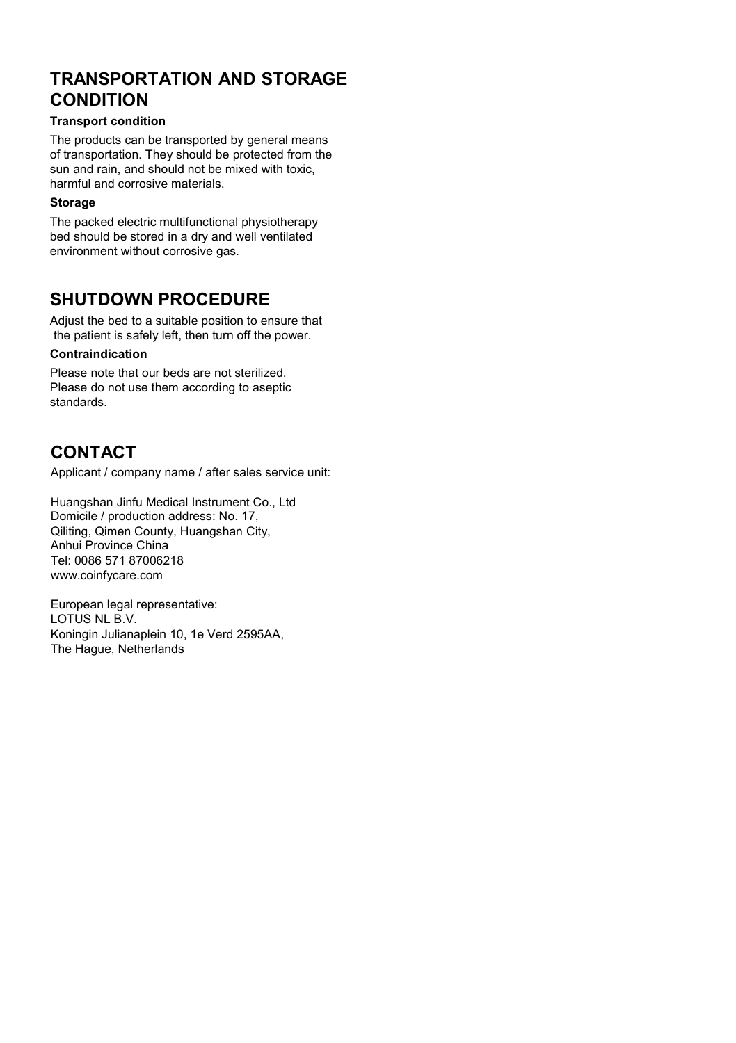## TRANSPORTATION AND STORAGE CONDITION

### Transport condition

The products can be transported by general means of transportation. They should be protected from the sun and rain, and should not be mixed with toxic, harmful and corrosive materials.

### Storage

The packed electric multifunctional physiotherapy bed should be stored in a dry and well ventilated environment without corrosive gas.

## SHUTDOWN PROCEDURE

Adjust the bed to a suitable position to ensure that the patient is safely left, then turn off the power.

### Contraindication

Please note that our beds are not sterilized. Please do not use them according to aseptic standards.

## CONTACT

Applicant / company name / after sales service unit:

Huangshan Jinfu Medical Instrument Co., Ltd
Domicile / production address: No. 17, Qiliting, Qimen County, Huangshan City, Anhui Province China
Tel: 0086 571 87006218
www.coinfycare.com

European legal representative:
LOTUS NL B.V.
Koningin Julianaplein 10, 1e Verd 2595AA,
The Hague, Netherlands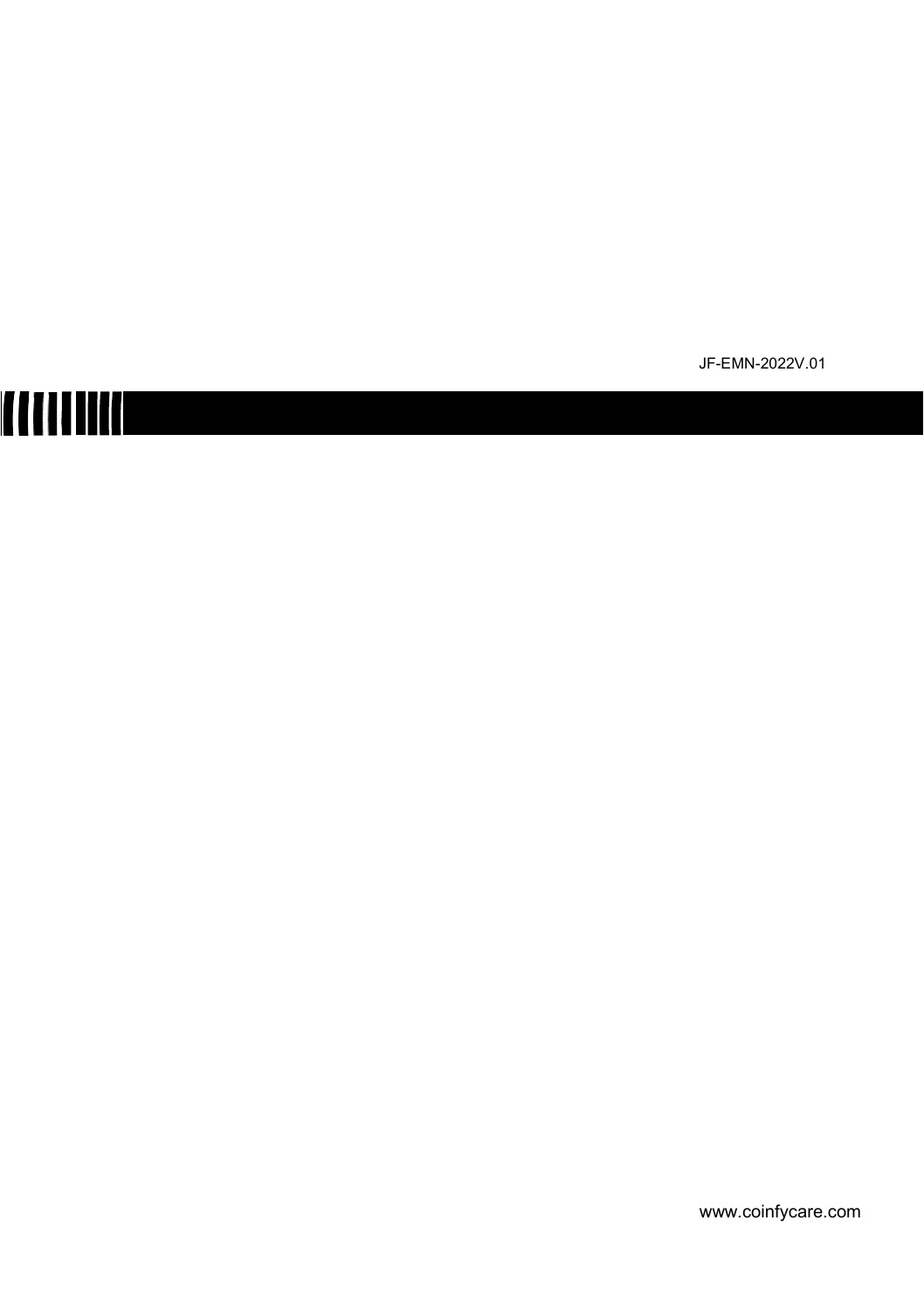JF-EMN-2022V.01

www.coinfycare.com